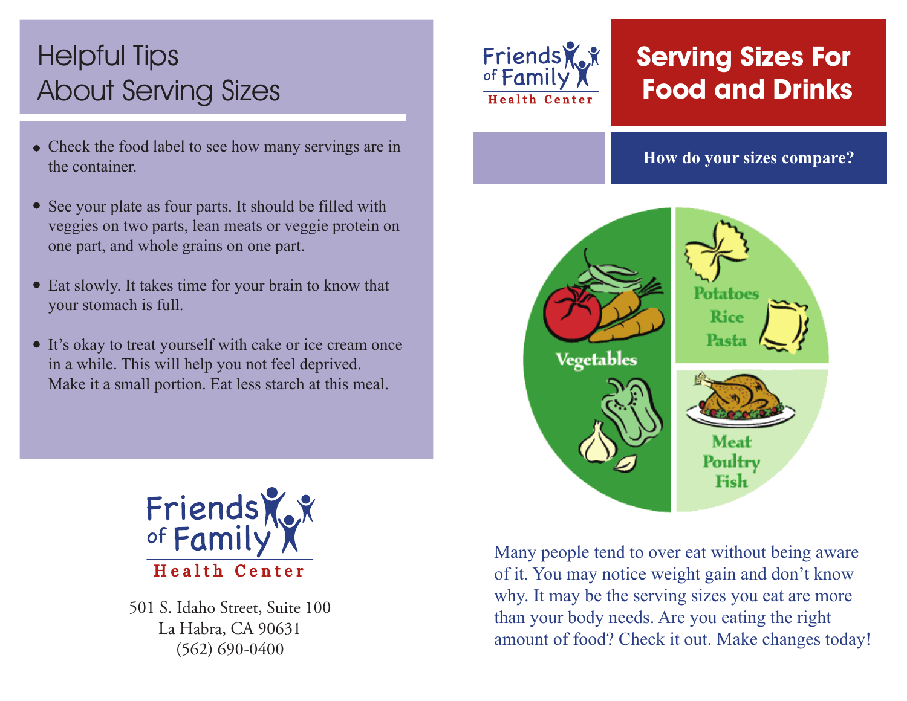# Helpful Tips About Serving Sizes

- Check the food label to see how many servings are in the container.
- See your plate as four parts. It should be filled with veggies on two parts, lean meats or veggie protein on one part, and whole grains on one part.
- Eat slowly. It takes time for your brain to know that your stomach is full.
- It's okay to treat yourself with cake or ice cream once in a while. This will help you not feel deprived. Make it a small portion. Eat less starch at this meal.

Friends of Family
Health Center

501 S. Idaho Street, Suite 100
La Habra, CA 90631
(562) 690-0400

Friends of Family
Health Center

# Serving Sizes For Food and Drinks

**How do your sizes compare?**

Vegetables

Potatoes
Rice
Pasta

Meat
Poultry
Fish

Many people tend to over eat without being aware of it. You may notice weight gain and don't know why. It may be the serving sizes you eat are more than your body needs. Are you eating the right amount of food? Check it out. Make changes today!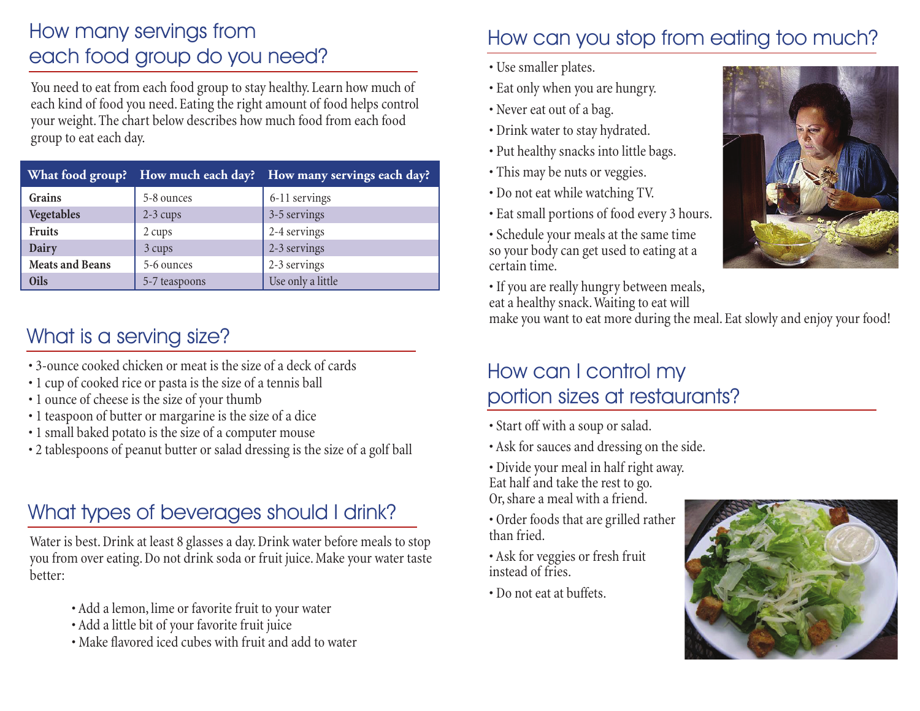## How many servings from each food group do you need?

You need to eat from each food group to stay healthy. Learn how much of each kind of food you need. Eating the right amount of food helps control your weight. The chart below describes how much food from each food group to eat each day.

| What food group? | How much each day? | How many servings each day? |
|---|---|---|
| **Grains** | 5-8 ounces | 6-11 servings |
| **Vegetables** | 2-3 cups | 3-5 servings |
| **Fruits** | 2 cups | 2-4 servings |
| **Dairy** | 3 cups | 2-3 servings |
| **Meats and Beans** | 5-6 ounces | 2-3 servings |
| **Oils** | 5-7 teaspoons | Use only a little |

## What is a serving size?

- 3-ounce cooked chicken or meat is the size of a deck of cards
- 1 cup of cooked rice or pasta is the size of a tennis ball
- 1 ounce of cheese is the size of your thumb
- 1 teaspoon of butter or margarine is the size of a dice
- 1 small baked potato is the size of a computer mouse
- 2 tablespoons of peanut butter or salad dressing is the size of a golf ball

## What types of beverages should I drink?

Water is best. Drink at least 8 glasses a day. Drink water before meals to stop you from over eating. Do not drink soda or fruit juice. Make your water taste better:

- Add a lemon, lime or favorite fruit to your water
- Add a little bit of your favorite fruit juice
- Make flavored iced cubes with fruit and add to water

## How can you stop from eating too much?

- Use smaller plates.
- Eat only when you are hungry.
- Never eat out of a bag.
- Drink water to stay hydrated.
- Put healthy snacks into little bags.
- This may be nuts or veggies.
- Do not eat while watching TV.
- Eat small portions of food every 3 hours.
- Schedule your meals at the same time so your body can get used to eating at a certain time.
- If you are really hungry between meals, eat a healthy snack. Waiting to eat will make you want to eat more during the meal. Eat slowly and enjoy your food!

## How can I control my portion sizes at restaurants?

- Start off with a soup or salad.
- Ask for sauces and dressing on the side.
- Divide your meal in half right away. Eat half and take the rest to go. Or, share a meal with a friend.
- Order foods that are grilled rather than fried.
- Ask for veggies or fresh fruit instead of fries.
- Do not eat at buffets.